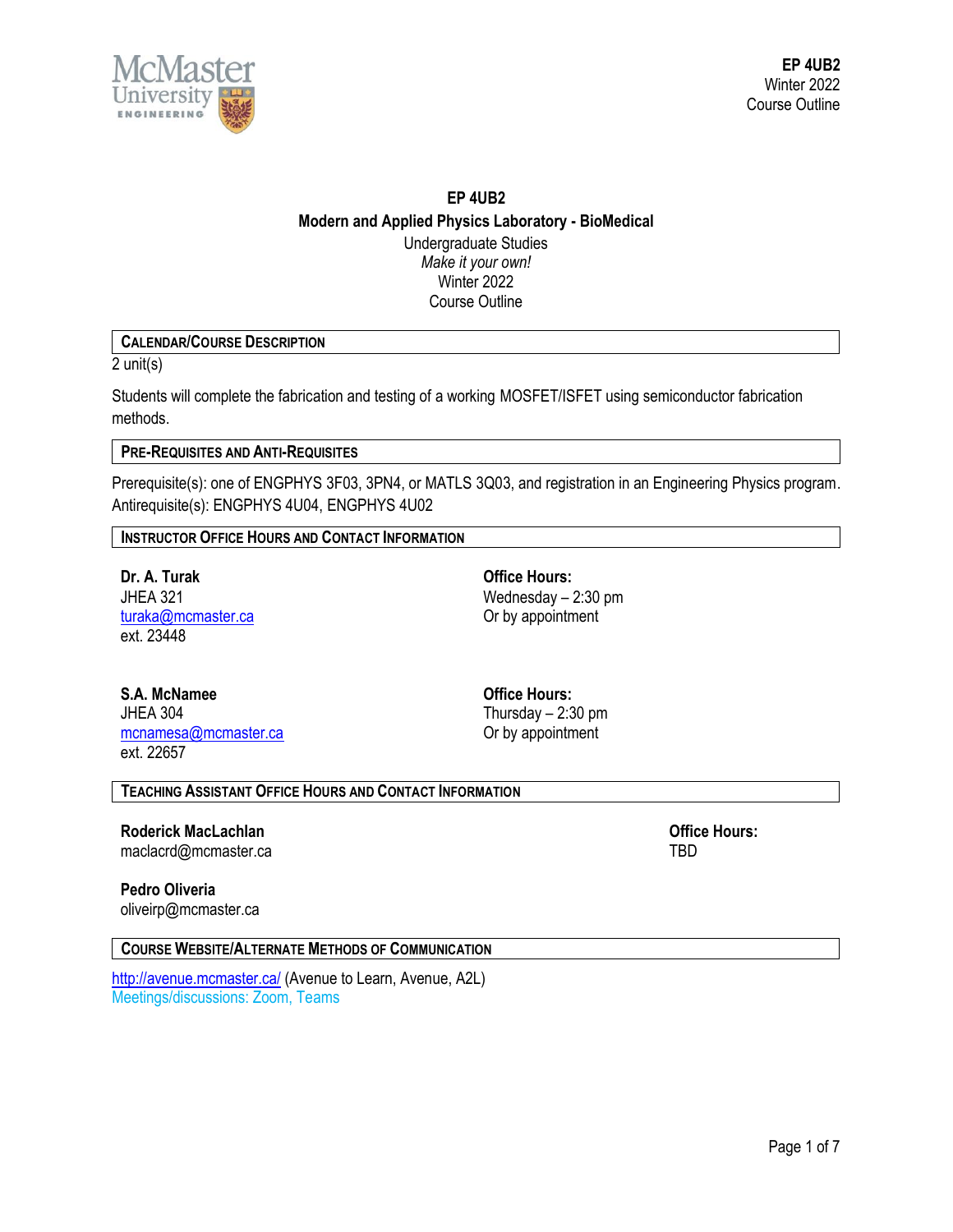# EP 4UB2

## Modern and Applied Physics Laboratory - BioMedical

Undergraduate Studies

*Make it your own!*

Winter 2022

Course Outline

### CALENDAR/COURSE DESCRIPTION

2 unit(s)

Students will complete the fabrication and testing of a working MOSFET/ISFET using semiconductor fabrication methods.

### PRE-REQUISITES AND ANTI-REQUISITES

Prerequisite(s): one of ENGPHYS 3F03, 3PN4, or MATLS 3Q03, and registration in an Engineering Physics program.
Antirequisite(s): ENGPHYS 4U04, ENGPHYS 4U02

### INSTRUCTOR OFFICE HOURS AND CONTACT INFORMATION

**Dr. A. Turak**
JHEA 321
turaka@mcmaster.ca
ext. 23448

**Office Hours:**
Wednesday – 2:30 pm
Or by appointment

**S.A. McNamee**
JHEA 304
mcnamesa@mcmaster.ca
ext. 22657

**Office Hours:**
Thursday – 2:30 pm
Or by appointment

### TEACHING ASSISTANT OFFICE HOURS AND CONTACT INFORMATION

**Roderick MacLachlan**
maclacrd@mcmaster.ca

**Office Hours:**
TBD

**Pedro Oliveria**
oliveirp@mcmaster.ca

### COURSE WEBSITE/ALTERNATE METHODS OF COMMUNICATION

http://avenue.mcmaster.ca/ (Avenue to Learn, Avenue, A2L)
Meetings/discussions: Zoom, Teams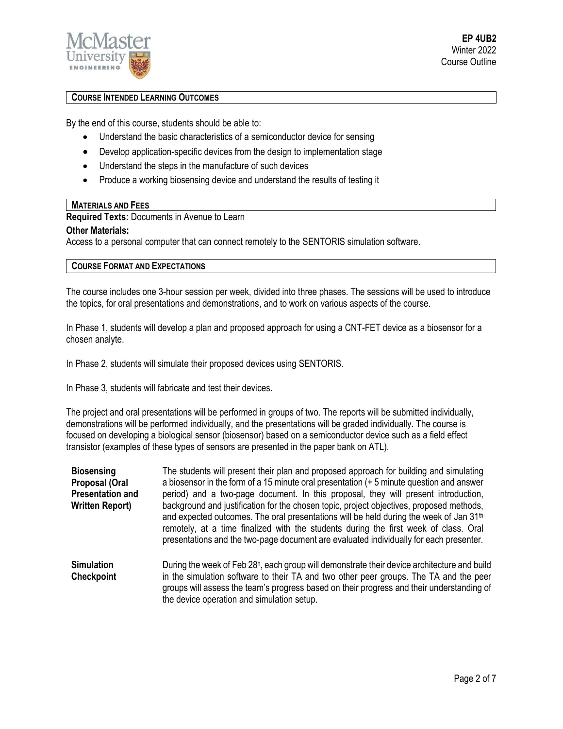## Course Intended Learning Outcomes

By the end of this course, students should be able to:

- Understand the basic characteristics of a semiconductor device for sensing
- Develop application-specific devices from the design to implementation stage
- Understand the steps in the manufacture of such devices
- Produce a working biosensing device and understand the results of testing it

## Materials and Fees

**Required Texts:** Documents in Avenue to Learn

**Other Materials:**

Access to a personal computer that can connect remotely to the SENTORIS simulation software.

## Course Format and Expectations

The course includes one 3-hour session per week, divided into three phases. The sessions will be used to introduce the topics, for oral presentations and demonstrations, and to work on various aspects of the course.

In Phase 1, students will develop a plan and proposed approach for using a CNT-FET device as a biosensor for a chosen analyte.

In Phase 2, students will simulate their proposed devices using SENTORIS.

In Phase 3, students will fabricate and test their devices.

The project and oral presentations will be performed in groups of two. The reports will be submitted individually, demonstrations will be performed individually, and the presentations will be graded individually. The course is focused on developing a biological sensor (biosensor) based on a semiconductor device such as a field effect transistor (examples of these types of sensors are presented in the paper bank on ATL).

**Biosensing Proposal (Oral Presentation and Written Report)**

The students will present their plan and proposed approach for building and simulating a biosensor in the form of a 15 minute oral presentation (+ 5 minute question and answer period) and a two-page document. In this proposal, they will present introduction, background and justification for the chosen topic, project objectives, proposed methods, and expected outcomes. The oral presentations will be held during the week of Jan 31st remotely, at a time finalized with the students during the first week of class. Oral presentations and the two-page document are evaluated individually for each presenter.

**Simulation Checkpoint**

During the week of Feb 28h, each group will demonstrate their device architecture and build in the simulation software to their TA and two other peer groups. The TA and the peer groups will assess the team's progress based on their progress and their understanding of the device operation and simulation setup.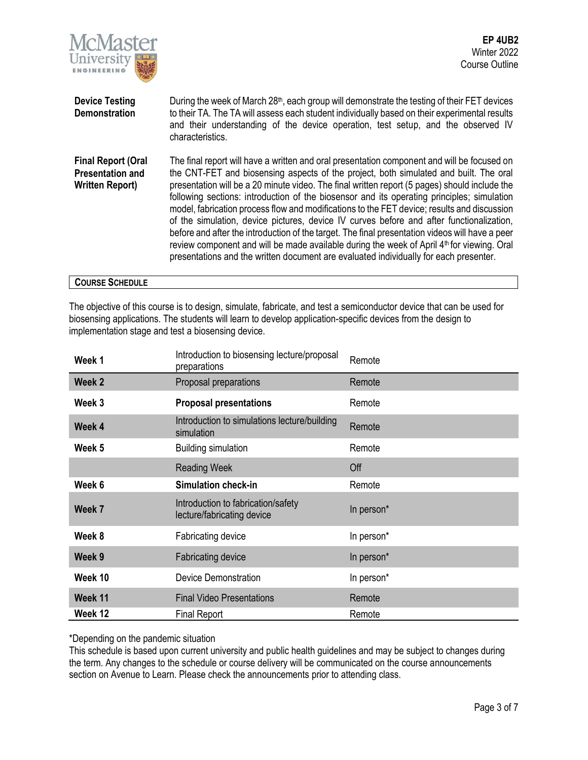**Device Testing Demonstration**

During the week of March 28th, each group will demonstrate the testing of their FET devices to their TA. The TA will assess each student individually based on their experimental results and their understanding of the device operation, test setup, and the observed IV characteristics.

**Final Report (Oral Presentation and Written Report)**

The final report will have a written and oral presentation component and will be focused on the CNT-FET and biosensing aspects of the project, both simulated and built. The oral presentation will be a 20 minute video. The final written report (5 pages) should include the following sections: introduction of the biosensor and its operating principles; simulation model, fabrication process flow and modifications to the FET device; results and discussion of the simulation, device pictures, device IV curves before and after functionalization, before and after the introduction of the target. The final presentation videos will have a peer review component and will be made available during the week of April 4th for viewing. Oral presentations and the written document are evaluated individually for each presenter.

## COURSE SCHEDULE

The objective of this course is to design, simulate, fabricate, and test a semiconductor device that can be used for biosensing applications. The students will learn to develop application-specific devices from the design to implementation stage and test a biosensing device.

| | | |
|---|---|---|
| **Week 1** | Introduction to biosensing lecture/proposal preparations | Remote |
| **Week 2** | Proposal preparations | Remote |
| **Week 3** | **Proposal presentations** | Remote |
| **Week 4** | Introduction to simulations lecture/building simulation | Remote |
| **Week 5** | Building simulation | Remote |
| | Reading Week | Off |
| **Week 6** | **Simulation check-in** | Remote |
| **Week 7** | Introduction to fabrication/safety lecture/fabricating device | In person* |
| **Week 8** | Fabricating device | In person* |
| **Week 9** | Fabricating device | In person* |
| **Week 10** | Device Demonstration | In person* |
| **Week 11** | Final Video Presentations | Remote |
| **Week 12** | Final Report | Remote |

*Depending on the pandemic situation

This schedule is based upon current university and public health guidelines and may be subject to changes during the term. Any changes to the schedule or course delivery will be communicated on the course announcements section on Avenue to Learn. Please check the announcements prior to attending class.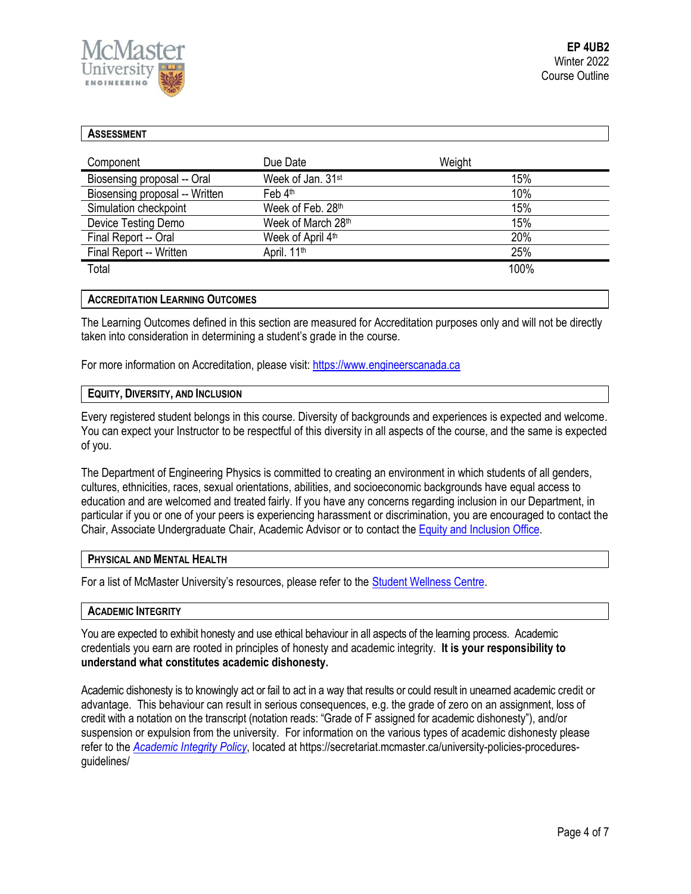## Assessment

| Component | Due Date | Weight |
|---|---|---|
| Biosensing proposal -- Oral | Week of Jan. 31st | 15% |
| Biosensing proposal -- Written | Feb 4th | 10% |
| Simulation checkpoint | Week of Feb. 28th | 15% |
| Device Testing Demo | Week of March 28th | 15% |
| Final Report -- Oral | Week of April 4th | 20% |
| Final Report -- Written | April. 11th | 25% |
| Total | | 100% |

## Accreditation Learning Outcomes

The Learning Outcomes defined in this section are measured for Accreditation purposes only and will not be directly taken into consideration in determining a student's grade in the course.

For more information on Accreditation, please visit: [https://www.engineerscanada.ca](https://www.engineerscanada.ca)

## Equity, Diversity, and Inclusion

Every registered student belongs in this course. Diversity of backgrounds and experiences is expected and welcome. You can expect your Instructor to be respectful of this diversity in all aspects of the course, and the same is expected of you.

The Department of Engineering Physics is committed to creating an environment in which students of all genders, cultures, ethnicities, races, sexual orientations, abilities, and socioeconomic backgrounds have equal access to education and are welcomed and treated fairly. If you have any concerns regarding inclusion in our Department, in particular if you or one of your peers is experiencing harassment or discrimination, you are encouraged to contact the Chair, Associate Undergraduate Chair, Academic Advisor or to contact the Equity and Inclusion Office.

## Physical and Mental Health

For a list of McMaster University's resources, please refer to the Student Wellness Centre.

## Academic Integrity

You are expected to exhibit honesty and use ethical behaviour in all aspects of the learning process. Academic credentials you earn are rooted in principles of honesty and academic integrity. **It is your responsibility to understand what constitutes academic dishonesty.**

Academic dishonesty is to knowingly act or fail to act in a way that results or could result in unearned academic credit or advantage. This behaviour can result in serious consequences, e.g. the grade of zero on an assignment, loss of credit with a notation on the transcript (notation reads: "Grade of F assigned for academic dishonesty"), and/or suspension or expulsion from the university. For information on the various types of academic dishonesty please refer to the *Academic Integrity Policy*, located at https://secretariat.mcmaster.ca/university-policies-procedures-guidelines/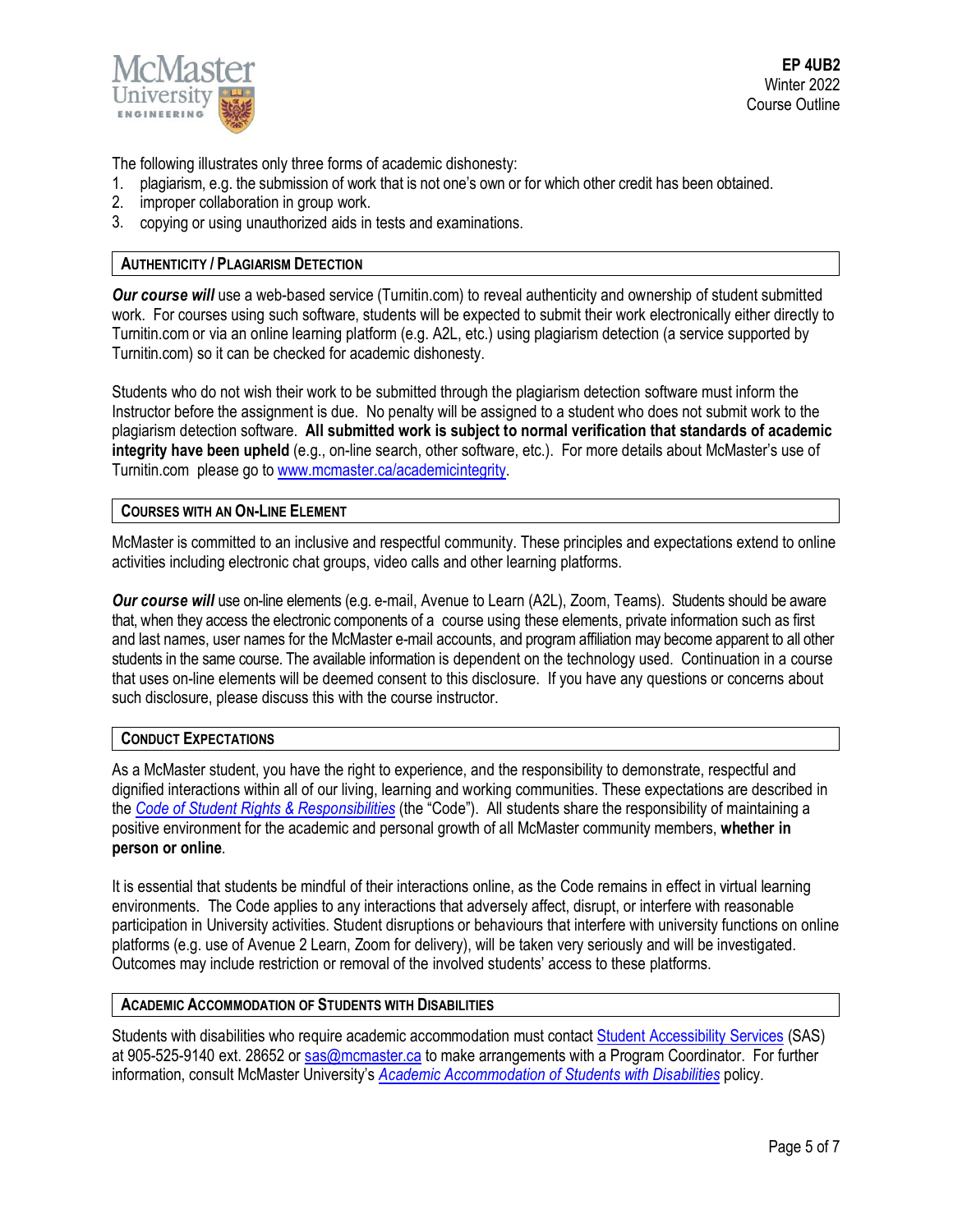The following illustrates only three forms of academic dishonesty:

1. plagiarism, e.g. the submission of work that is not one's own or for which other credit has been obtained.
2. improper collaboration in group work.
3. copying or using unauthorized aids in tests and examinations.

## AUTHENTICITY / PLAGIARISM DETECTION

***Our course will*** use a web-based service (Turnitin.com) to reveal authenticity and ownership of student submitted work. For courses using such software, students will be expected to submit their work electronically either directly to Turnitin.com or via an online learning platform (e.g. A2L, etc.) using plagiarism detection (a service supported by Turnitin.com) so it can be checked for academic dishonesty.

Students who do not wish their work to be submitted through the plagiarism detection software must inform the Instructor before the assignment is due. No penalty will be assigned to a student who does not submit work to the plagiarism detection software. **All submitted work is subject to normal verification that standards of academic integrity have been upheld** (e.g., on-line search, other software, etc.). For more details about McMaster's use of Turnitin.com please go to [www.mcmaster.ca/academicintegrity](http://www.mcmaster.ca/academicintegrity).

## COURSES WITH AN ON-LINE ELEMENT

McMaster is committed to an inclusive and respectful community. These principles and expectations extend to online activities including electronic chat groups, video calls and other learning platforms.

***Our course will*** use on-line elements (e.g. e-mail, Avenue to Learn (A2L), Zoom, Teams). Students should be aware that, when they access the electronic components of a course using these elements, private information such as first and last names, user names for the McMaster e-mail accounts, and program affiliation may become apparent to all other students in the same course. The available information is dependent on the technology used. Continuation in a course that uses on-line elements will be deemed consent to this disclosure. If you have any questions or concerns about such disclosure, please discuss this with the course instructor.

## CONDUCT EXPECTATIONS

As a McMaster student, you have the right to experience, and the responsibility to demonstrate, respectful and dignified interactions within all of our living, learning and working communities. These expectations are described in the *Code of Student Rights & Responsibilities* (the "Code"). All students share the responsibility of maintaining a positive environment for the academic and personal growth of all McMaster community members, **whether in person or online**.

It is essential that students be mindful of their interactions online, as the Code remains in effect in virtual learning environments. The Code applies to any interactions that adversely affect, disrupt, or interfere with reasonable participation in University activities. Student disruptions or behaviours that interfere with university functions on online platforms (e.g. use of Avenue 2 Learn, Zoom for delivery), will be taken very seriously and will be investigated. Outcomes may include restriction or removal of the involved students' access to these platforms.

## ACADEMIC ACCOMMODATION OF STUDENTS WITH DISABILITIES

Students with disabilities who require academic accommodation must contact Student Accessibility Services (SAS) at 905-525-9140 ext. 28652 or [sas@mcmaster.ca](mailto:sas@mcmaster.ca) to make arrangements with a Program Coordinator. For further information, consult McMaster University's *Academic Accommodation of Students with Disabilities* policy.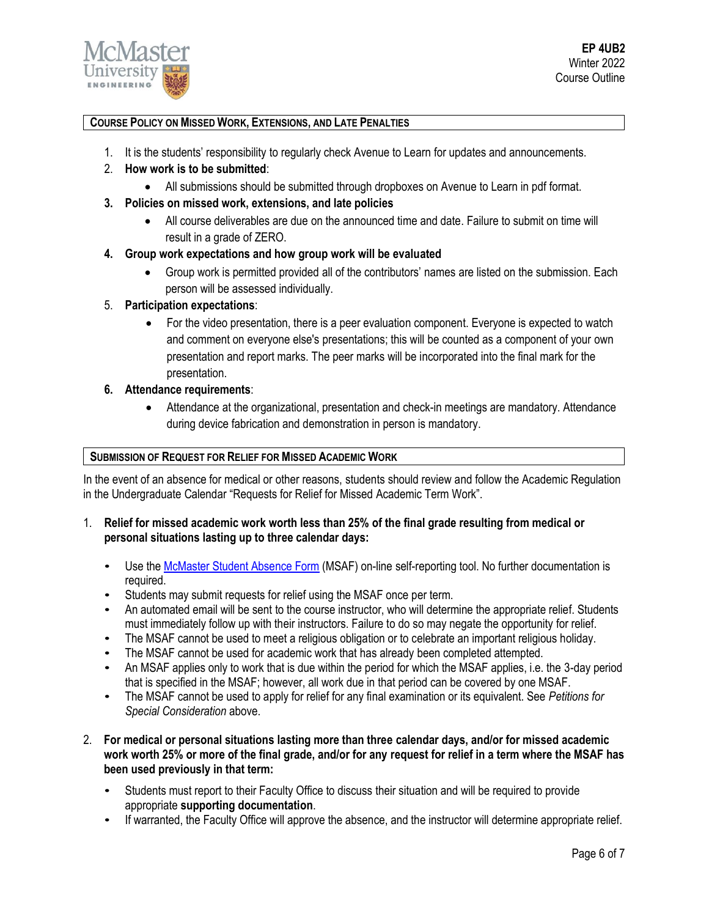## Course Policy on Missed Work, Extensions, and Late Penalties

1. It is the students' responsibility to regularly check Avenue to Learn for updates and announcements.
2. **How work is to be submitted**:
   - All submissions should be submitted through dropboxes on Avenue to Learn in pdf format.
3. **Policies on missed work, extensions, and late policies**
   - All course deliverables are due on the announced time and date. Failure to submit on time will result in a grade of ZERO.
4. **Group work expectations and how group work will be evaluated**
   - Group work is permitted provided all of the contributors' names are listed on the submission. Each person will be assessed individually.
5. **Participation expectations**:
   - For the video presentation, there is a peer evaluation component. Everyone is expected to watch and comment on everyone else's presentations; this will be counted as a component of your own presentation and report marks. The peer marks will be incorporated into the final mark for the presentation.
6. **Attendance requirements**:
   - Attendance at the organizational, presentation and check-in meetings are mandatory. Attendance during device fabrication and demonstration in person is mandatory.

## Submission of Request for Relief for Missed Academic Work

In the event of an absence for medical or other reasons, students should review and follow the Academic Regulation in the Undergraduate Calendar "Requests for Relief for Missed Academic Term Work".

1. **Relief for missed academic work worth less than 25% of the final grade resulting from medical or personal situations lasting up to three calendar days:**
   - Use the McMaster Student Absence Form (MSAF) on-line self-reporting tool. No further documentation is required.
   - Students may submit requests for relief using the MSAF once per term.
   - An automated email will be sent to the course instructor, who will determine the appropriate relief. Students must immediately follow up with their instructors. Failure to do so may negate the opportunity for relief.
   - The MSAF cannot be used to meet a religious obligation or to celebrate an important religious holiday.
   - The MSAF cannot be used for academic work that has already been completed attempted.
   - An MSAF applies only to work that is due within the period for which the MSAF applies, i.e. the 3-day period that is specified in the MSAF; however, all work due in that period can be covered by one MSAF.
   - The MSAF cannot be used to apply for relief for any final examination or its equivalent. See *Petitions for Special Consideration* above.

2. **For medical or personal situations lasting more than three calendar days, and/or for missed academic work worth 25% or more of the final grade, and/or for any request for relief in a term where the MSAF has been used previously in that term:**
   - Students must report to their Faculty Office to discuss their situation and will be required to provide appropriate **supporting documentation**.
   - If warranted, the Faculty Office will approve the absence, and the instructor will determine appropriate relief.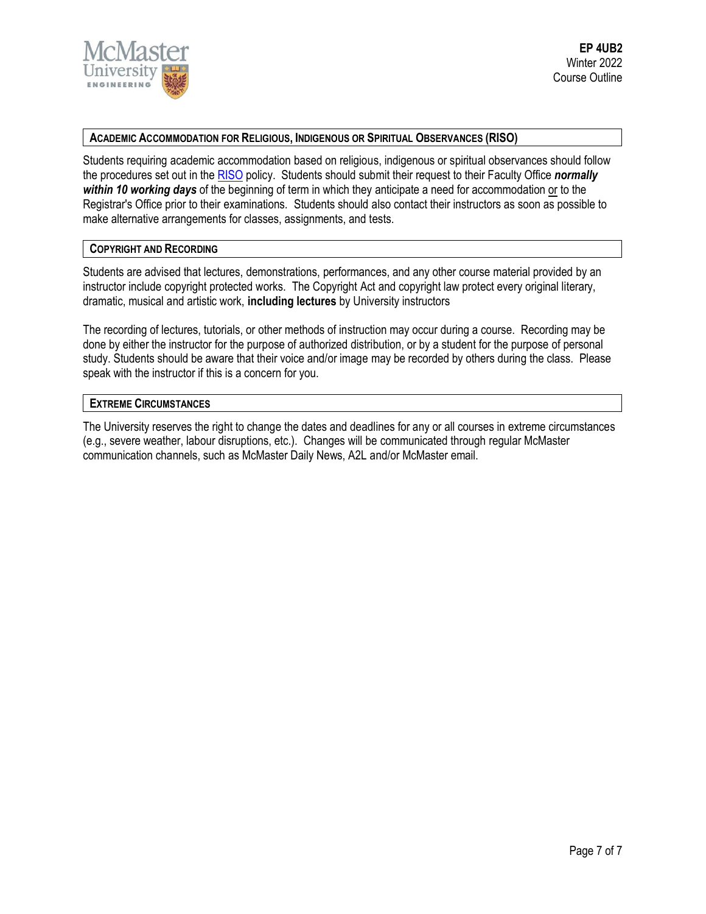## Academic Accommodation for Religious, Indigenous or Spiritual Observances (RISO)

Students requiring academic accommodation based on religious, indigenous or spiritual observances should follow the procedures set out in the RISO policy. Students should submit their request to their Faculty Office ***normally within 10 working days*** of the beginning of term in which they anticipate a need for accommodation or to the Registrar's Office prior to their examinations. Students should also contact their instructors as soon as possible to make alternative arrangements for classes, assignments, and tests.

## Copyright and Recording

Students are advised that lectures, demonstrations, performances, and any other course material provided by an instructor include copyright protected works. The Copyright Act and copyright law protect every original literary, dramatic, musical and artistic work, **including lectures** by University instructors

The recording of lectures, tutorials, or other methods of instruction may occur during a course. Recording may be done by either the instructor for the purpose of authorized distribution, or by a student for the purpose of personal study. Students should be aware that their voice and/or image may be recorded by others during the class. Please speak with the instructor if this is a concern for you.

## Extreme Circumstances

The University reserves the right to change the dates and deadlines for any or all courses in extreme circumstances (e.g., severe weather, labour disruptions, etc.). Changes will be communicated through regular McMaster communication channels, such as McMaster Daily News, A2L and/or McMaster email.